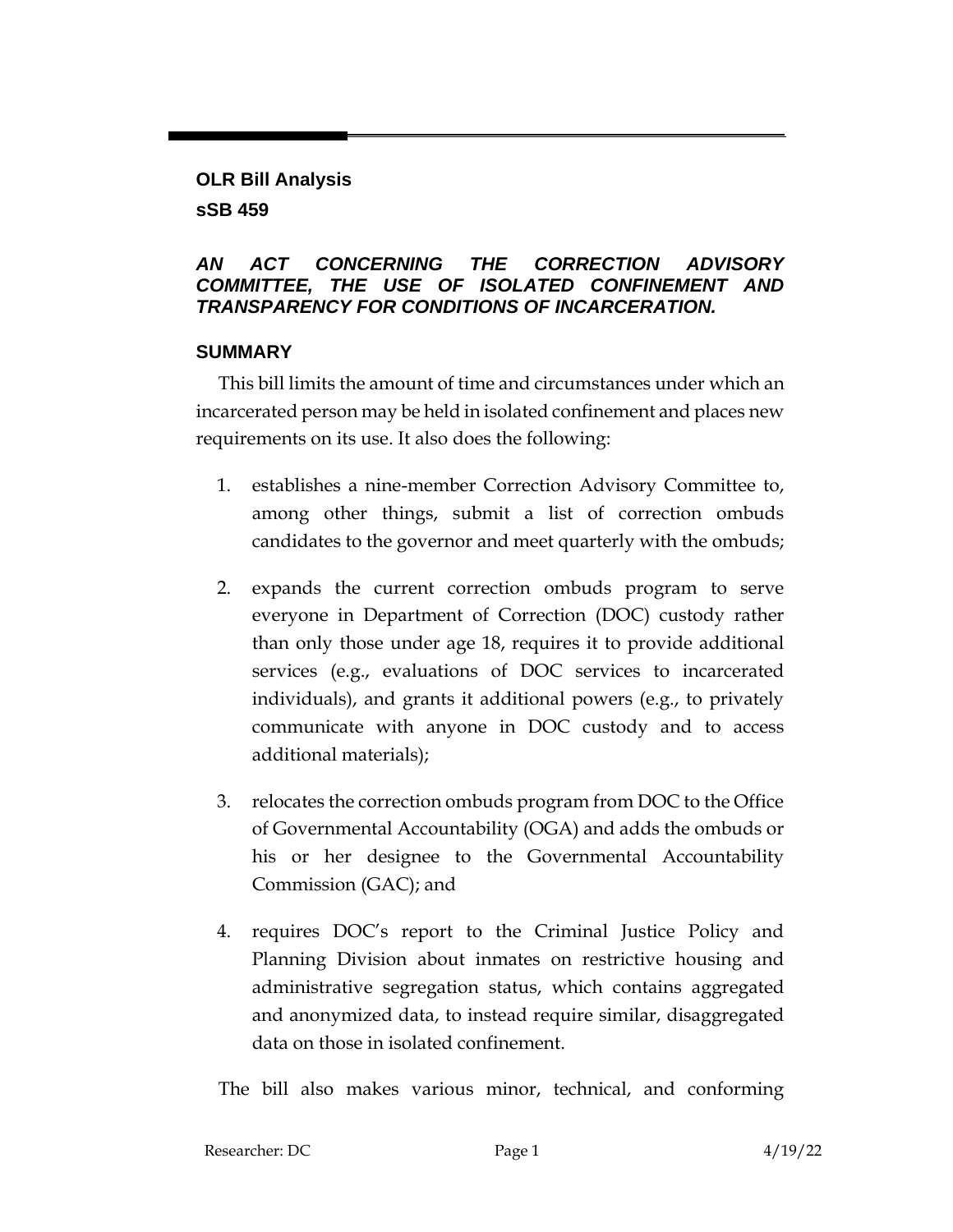**OLR Bill Analysis**

**sSB 459**

***AN ACT CONCERNING THE CORRECTION ADVISORY COMMITTEE, THE USE OF ISOLATED CONFINEMENT AND TRANSPARENCY FOR CONDITIONS OF INCARCERATION.***

## SUMMARY

This bill limits the amount of time and circumstances under which an incarcerated person may be held in isolated confinement and places new requirements on its use. It also does the following:

1. establishes a nine-member Correction Advisory Committee to, among other things, submit a list of correction ombuds candidates to the governor and meet quarterly with the ombuds;
2. expands the current correction ombuds program to serve everyone in Department of Correction (DOC) custody rather than only those under age 18, requires it to provide additional services (e.g., evaluations of DOC services to incarcerated individuals), and grants it additional powers (e.g., to privately communicate with anyone in DOC custody and to access additional materials);
3. relocates the correction ombuds program from DOC to the Office of Governmental Accountability (OGA) and adds the ombuds or his or her designee to the Governmental Accountability Commission (GAC); and
4. requires DOC's report to the Criminal Justice Policy and Planning Division about inmates on restrictive housing and administrative segregation status, which contains aggregated and anonymized data, to instead require similar, disaggregated data on those in isolated confinement.

The bill also makes various minor, technical, and conforming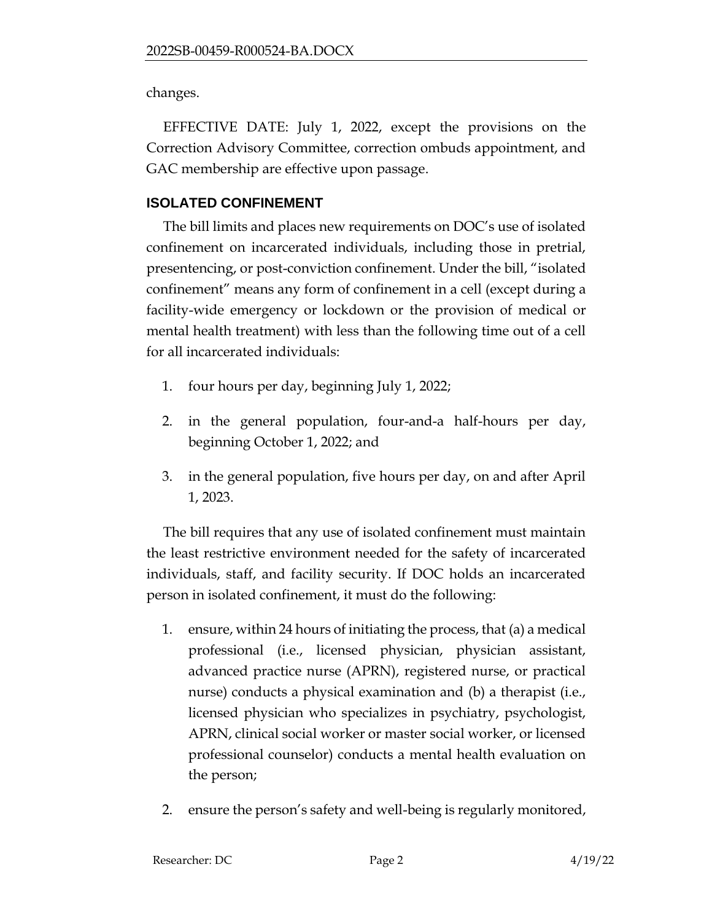changes.

EFFECTIVE DATE: July 1, 2022, except the provisions on the Correction Advisory Committee, correction ombuds appointment, and GAC membership are effective upon passage.

## ISOLATED CONFINEMENT

The bill limits and places new requirements on DOC's use of isolated confinement on incarcerated individuals, including those in pretrial, presentencing, or post-conviction confinement. Under the bill, "isolated confinement" means any form of confinement in a cell (except during a facility-wide emergency or lockdown or the provision of medical or mental health treatment) with less than the following time out of a cell for all incarcerated individuals:

1. four hours per day, beginning July 1, 2022;
2. in the general population, four-and-a half-hours per day, beginning October 1, 2022; and
3. in the general population, five hours per day, on and after April 1, 2023.

The bill requires that any use of isolated confinement must maintain the least restrictive environment needed for the safety of incarcerated individuals, staff, and facility security. If DOC holds an incarcerated person in isolated confinement, it must do the following:

1. ensure, within 24 hours of initiating the process, that (a) a medical professional (i.e., licensed physician, physician assistant, advanced practice nurse (APRN), registered nurse, or practical nurse) conducts a physical examination and (b) a therapist (i.e., licensed physician who specializes in psychiatry, psychologist, APRN, clinical social worker or master social worker, or licensed professional counselor) conducts a mental health evaluation on the person;
2. ensure the person's safety and well-being is regularly monitored,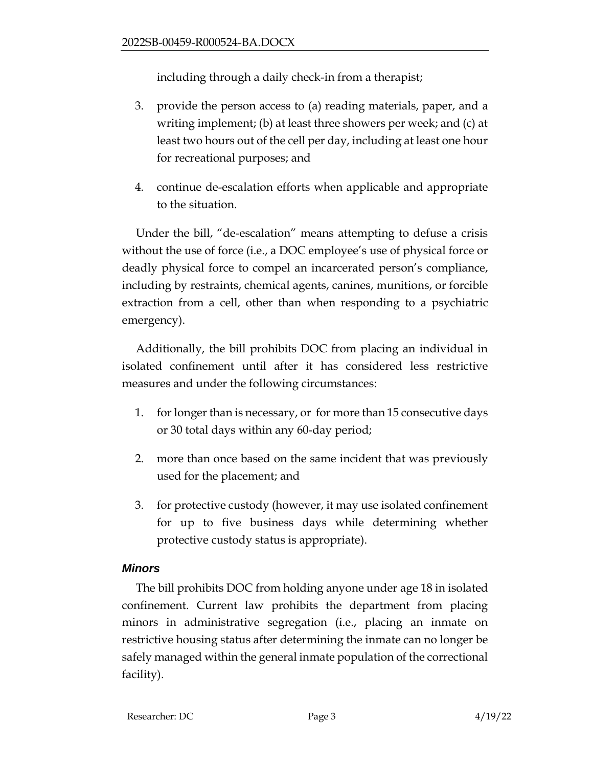including through a daily check-in from a therapist;

3. provide the person access to (a) reading materials, paper, and a writing implement; (b) at least three showers per week; and (c) at least two hours out of the cell per day, including at least one hour for recreational purposes; and
4. continue de-escalation efforts when applicable and appropriate to the situation.

Under the bill, "de-escalation" means attempting to defuse a crisis without the use of force (i.e., a DOC employee's use of physical force or deadly physical force to compel an incarcerated person's compliance, including by restraints, chemical agents, canines, munitions, or forcible extraction from a cell, other than when responding to a psychiatric emergency).

Additionally, the bill prohibits DOC from placing an individual in isolated confinement until after it has considered less restrictive measures and under the following circumstances:

1. for longer than is necessary, or for more than 15 consecutive days or 30 total days within any 60-day period;
2. more than once based on the same incident that was previously used for the placement; and
3. for protective custody (however, it may use isolated confinement for up to five business days while determining whether protective custody status is appropriate).

### *Minors*

The bill prohibits DOC from holding anyone under age 18 in isolated confinement. Current law prohibits the department from placing minors in administrative segregation (i.e., placing an inmate on restrictive housing status after determining the inmate can no longer be safely managed within the general inmate population of the correctional facility).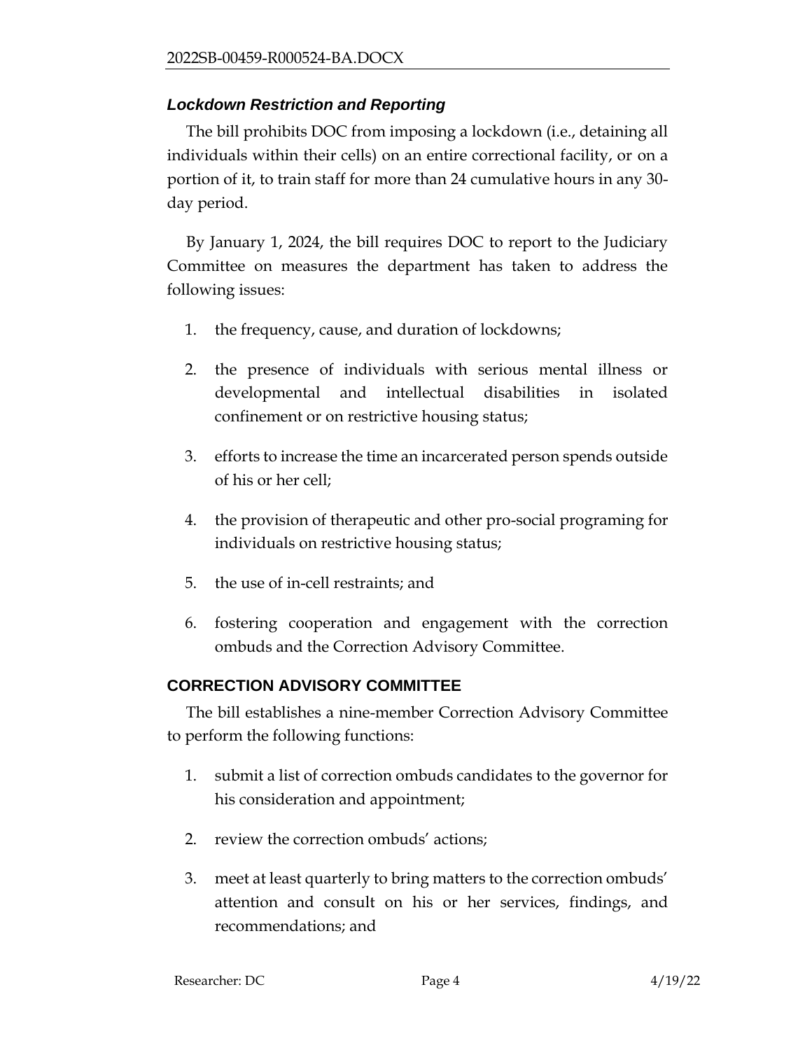### *Lockdown Restriction and Reporting*

The bill prohibits DOC from imposing a lockdown (i.e., detaining all individuals within their cells) on an entire correctional facility, or on a portion of it, to train staff for more than 24 cumulative hours in any 30-day period.

By January 1, 2024, the bill requires DOC to report to the Judiciary Committee on measures the department has taken to address the following issues:

1. the frequency, cause, and duration of lockdowns;
2. the presence of individuals with serious mental illness or developmental and intellectual disabilities in isolated confinement or on restrictive housing status;
3. efforts to increase the time an incarcerated person spends outside of his or her cell;
4. the provision of therapeutic and other pro-social programing for individuals on restrictive housing status;
5. the use of in-cell restraints; and
6. fostering cooperation and engagement with the correction ombuds and the Correction Advisory Committee.

## CORRECTION ADVISORY COMMITTEE

The bill establishes a nine-member Correction Advisory Committee to perform the following functions:

1. submit a list of correction ombuds candidates to the governor for his consideration and appointment;
2. review the correction ombuds' actions;
3. meet at least quarterly to bring matters to the correction ombuds' attention and consult on his or her services, findings, and recommendations; and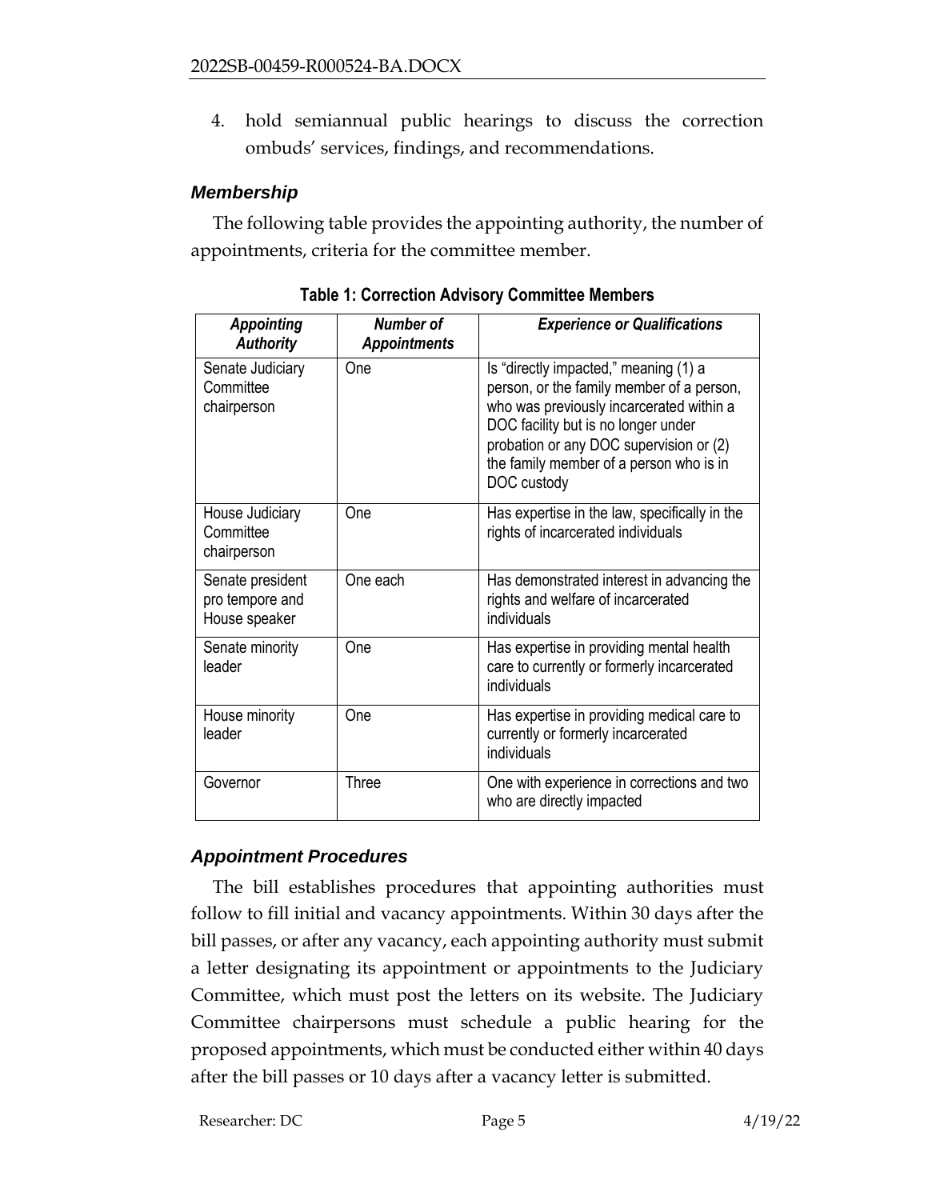4. hold semiannual public hearings to discuss the correction ombuds' services, findings, and recommendations.

### *Membership*

The following table provides the appointing authority, the number of appointments, criteria for the committee member.

**Table 1: Correction Advisory Committee Members**

| *Appointing Authority* | *Number of Appointments* | *Experience or Qualifications* |
|---|---|---|
| Senate Judiciary Committee chairperson | One | Is "directly impacted," meaning (1) a person, or the family member of a person, who was previously incarcerated within a DOC facility but is no longer under probation or any DOC supervision or (2) the family member of a person who is in DOC custody |
| House Judiciary Committee chairperson | One | Has expertise in the law, specifically in the rights of incarcerated individuals |
| Senate president pro tempore and House speaker | One each | Has demonstrated interest in advancing the rights and welfare of incarcerated individuals |
| Senate minority leader | One | Has expertise in providing mental health care to currently or formerly incarcerated individuals |
| House minority leader | One | Has expertise in providing medical care to currently or formerly incarcerated individuals |
| Governor | Three | One with experience in corrections and two who are directly impacted |

### *Appointment Procedures*

The bill establishes procedures that appointing authorities must follow to fill initial and vacancy appointments. Within 30 days after the bill passes, or after any vacancy, each appointing authority must submit a letter designating its appointment or appointments to the Judiciary Committee, which must post the letters on its website. The Judiciary Committee chairpersons must schedule a public hearing for the proposed appointments, which must be conducted either within 40 days after the bill passes or 10 days after a vacancy letter is submitted.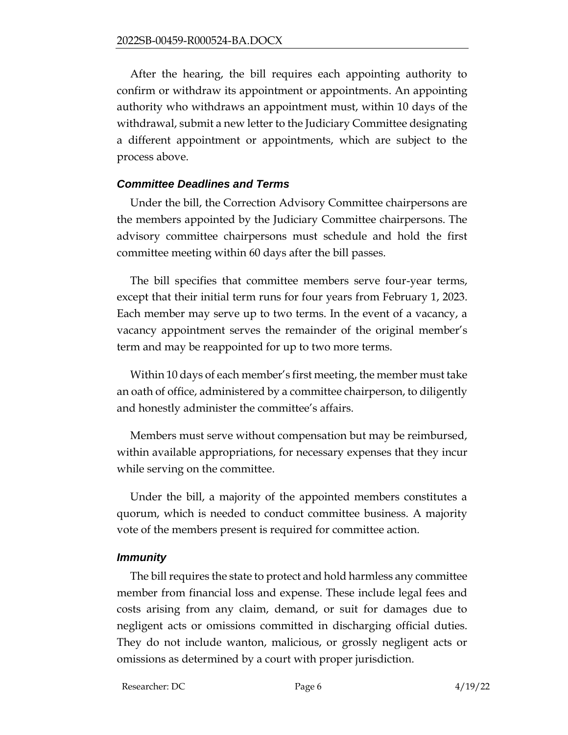After the hearing, the bill requires each appointing authority to confirm or withdraw its appointment or appointments. An appointing authority who withdraws an appointment must, within 10 days of the withdrawal, submit a new letter to the Judiciary Committee designating a different appointment or appointments, which are subject to the process above.

### *Committee Deadlines and Terms*

Under the bill, the Correction Advisory Committee chairpersons are the members appointed by the Judiciary Committee chairpersons. The advisory committee chairpersons must schedule and hold the first committee meeting within 60 days after the bill passes.

The bill specifies that committee members serve four-year terms, except that their initial term runs for four years from February 1, 2023. Each member may serve up to two terms. In the event of a vacancy, a vacancy appointment serves the remainder of the original member's term and may be reappointed for up to two more terms.

Within 10 days of each member's first meeting, the member must take an oath of office, administered by a committee chairperson, to diligently and honestly administer the committee's affairs.

Members must serve without compensation but may be reimbursed, within available appropriations, for necessary expenses that they incur while serving on the committee.

Under the bill, a majority of the appointed members constitutes a quorum, which is needed to conduct committee business. A majority vote of the members present is required for committee action.

### *Immunity*

The bill requires the state to protect and hold harmless any committee member from financial loss and expense. These include legal fees and costs arising from any claim, demand, or suit for damages due to negligent acts or omissions committed in discharging official duties. They do not include wanton, malicious, or grossly negligent acts or omissions as determined by a court with proper jurisdiction.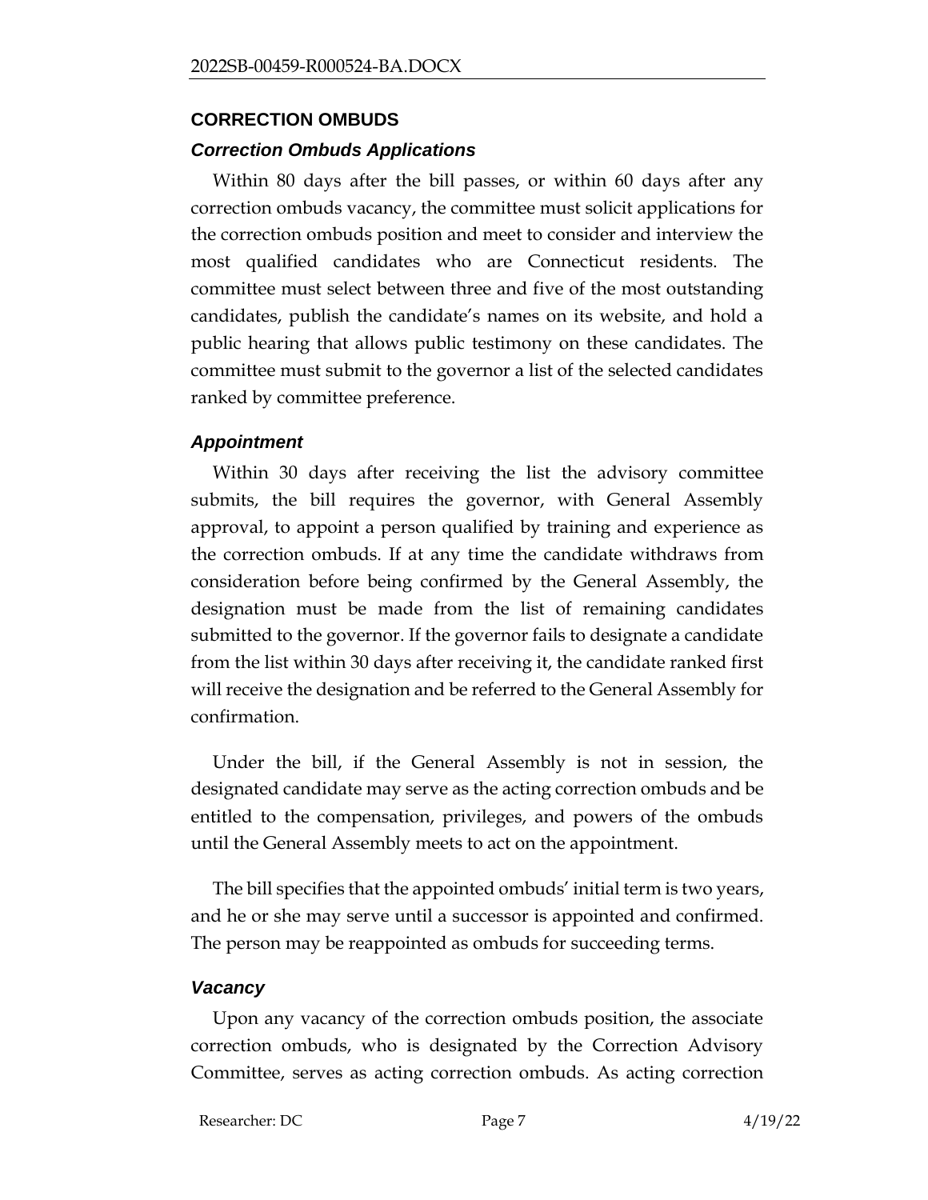## CORRECTION OMBUDS

### *Correction Ombuds Applications*

Within 80 days after the bill passes, or within 60 days after any correction ombuds vacancy, the committee must solicit applications for the correction ombuds position and meet to consider and interview the most qualified candidates who are Connecticut residents. The committee must select between three and five of the most outstanding candidates, publish the candidate's names on its website, and hold a public hearing that allows public testimony on these candidates. The committee must submit to the governor a list of the selected candidates ranked by committee preference.

### *Appointment*

Within 30 days after receiving the list the advisory committee submits, the bill requires the governor, with General Assembly approval, to appoint a person qualified by training and experience as the correction ombuds. If at any time the candidate withdraws from consideration before being confirmed by the General Assembly, the designation must be made from the list of remaining candidates submitted to the governor. If the governor fails to designate a candidate from the list within 30 days after receiving it, the candidate ranked first will receive the designation and be referred to the General Assembly for confirmation.

Under the bill, if the General Assembly is not in session, the designated candidate may serve as the acting correction ombuds and be entitled to the compensation, privileges, and powers of the ombuds until the General Assembly meets to act on the appointment.

The bill specifies that the appointed ombuds' initial term is two years, and he or she may serve until a successor is appointed and confirmed. The person may be reappointed as ombuds for succeeding terms.

### *Vacancy*

Upon any vacancy of the correction ombuds position, the associate correction ombuds, who is designated by the Correction Advisory Committee, serves as acting correction ombuds. As acting correction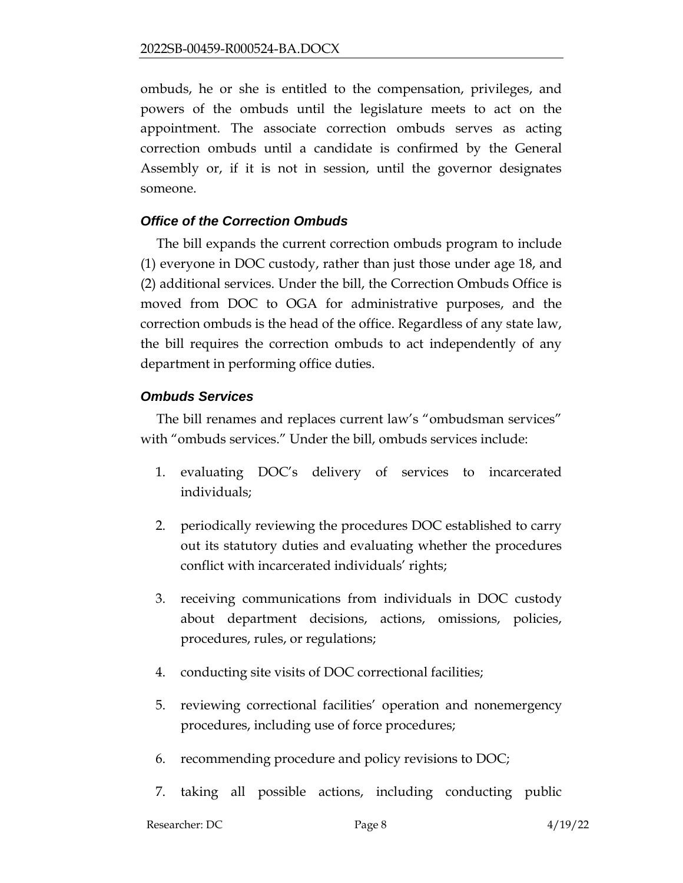ombuds, he or she is entitled to the compensation, privileges, and powers of the ombuds until the legislature meets to act on the appointment. The associate correction ombuds serves as acting correction ombuds until a candidate is confirmed by the General Assembly or, if it is not in session, until the governor designates someone.

### *Office of the Correction Ombuds*

The bill expands the current correction ombuds program to include (1) everyone in DOC custody, rather than just those under age 18, and (2) additional services. Under the bill, the Correction Ombuds Office is moved from DOC to OGA for administrative purposes, and the correction ombuds is the head of the office. Regardless of any state law, the bill requires the correction ombuds to act independently of any department in performing office duties.

### *Ombuds Services*

The bill renames and replaces current law's "ombudsman services" with "ombuds services." Under the bill, ombuds services include:

1. evaluating DOC's delivery of services to incarcerated individuals;
2. periodically reviewing the procedures DOC established to carry out its statutory duties and evaluating whether the procedures conflict with incarcerated individuals' rights;
3. receiving communications from individuals in DOC custody about department decisions, actions, omissions, policies, procedures, rules, or regulations;
4. conducting site visits of DOC correctional facilities;
5. reviewing correctional facilities' operation and nonemergency procedures, including use of force procedures;
6. recommending procedure and policy revisions to DOC;
7. taking all possible actions, including conducting public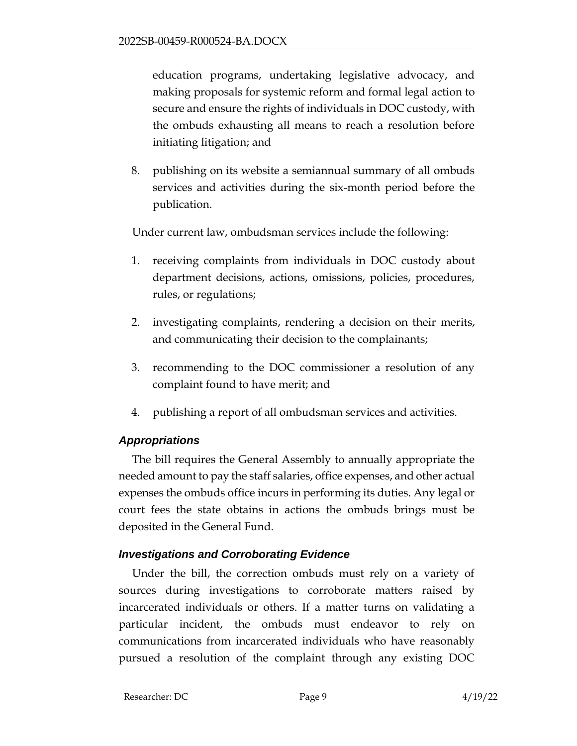education programs, undertaking legislative advocacy, and making proposals for systemic reform and formal legal action to secure and ensure the rights of individuals in DOC custody, with the ombuds exhausting all means to reach a resolution before initiating litigation; and

8. publishing on its website a semiannual summary of all ombuds services and activities during the six-month period before the publication.

Under current law, ombudsman services include the following:

1. receiving complaints from individuals in DOC custody about department decisions, actions, omissions, policies, procedures, rules, or regulations;
2. investigating complaints, rendering a decision on their merits, and communicating their decision to the complainants;
3. recommending to the DOC commissioner a resolution of any complaint found to have merit; and
4. publishing a report of all ombudsman services and activities.

### *Appropriations*

The bill requires the General Assembly to annually appropriate the needed amount to pay the staff salaries, office expenses, and other actual expenses the ombuds office incurs in performing its duties. Any legal or court fees the state obtains in actions the ombuds brings must be deposited in the General Fund.

### *Investigations and Corroborating Evidence*

Under the bill, the correction ombuds must rely on a variety of sources during investigations to corroborate matters raised by incarcerated individuals or others. If a matter turns on validating a particular incident, the ombuds must endeavor to rely on communications from incarcerated individuals who have reasonably pursued a resolution of the complaint through any existing DOC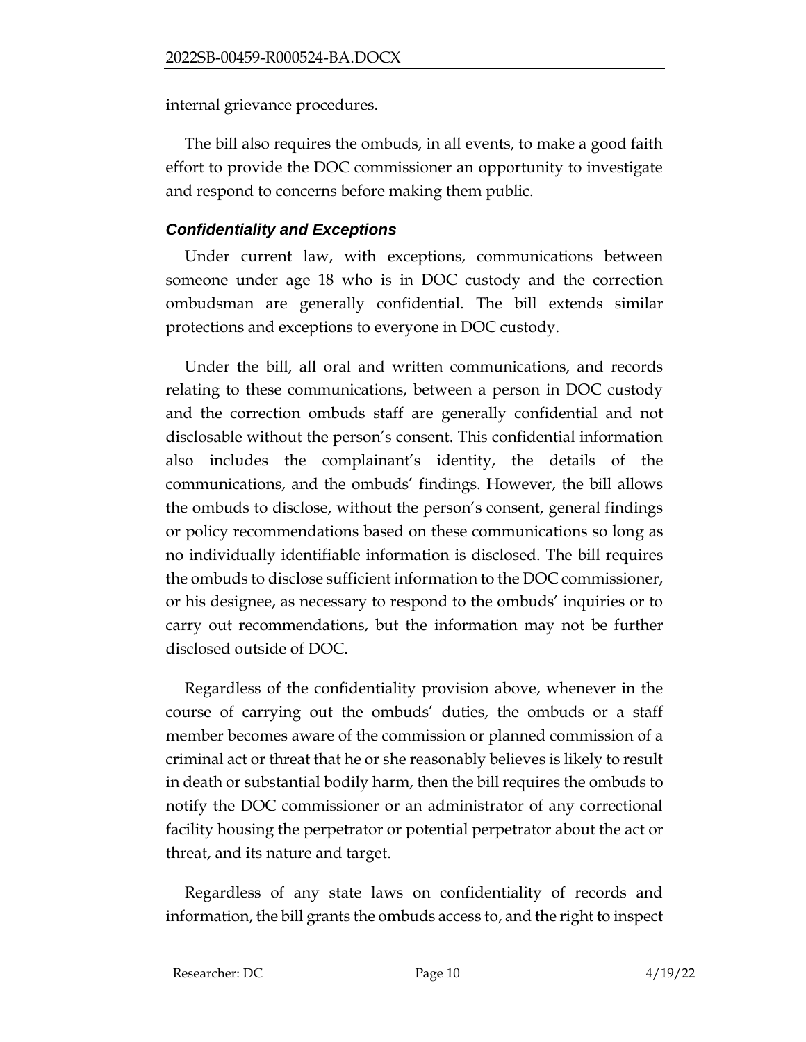internal grievance procedures.

The bill also requires the ombuds, in all events, to make a good faith effort to provide the DOC commissioner an opportunity to investigate and respond to concerns before making them public.

### *Confidentiality and Exceptions*

Under current law, with exceptions, communications between someone under age 18 who is in DOC custody and the correction ombudsman are generally confidential. The bill extends similar protections and exceptions to everyone in DOC custody.

Under the bill, all oral and written communications, and records relating to these communications, between a person in DOC custody and the correction ombuds staff are generally confidential and not disclosable without the person's consent. This confidential information also includes the complainant's identity, the details of the communications, and the ombuds' findings. However, the bill allows the ombuds to disclose, without the person's consent, general findings or policy recommendations based on these communications so long as no individually identifiable information is disclosed. The bill requires the ombuds to disclose sufficient information to the DOC commissioner, or his designee, as necessary to respond to the ombuds' inquiries or to carry out recommendations, but the information may not be further disclosed outside of DOC.

Regardless of the confidentiality provision above, whenever in the course of carrying out the ombuds' duties, the ombuds or a staff member becomes aware of the commission or planned commission of a criminal act or threat that he or she reasonably believes is likely to result in death or substantial bodily harm, then the bill requires the ombuds to notify the DOC commissioner or an administrator of any correctional facility housing the perpetrator or potential perpetrator about the act or threat, and its nature and target.

Regardless of any state laws on confidentiality of records and information, the bill grants the ombuds access to, and the right to inspect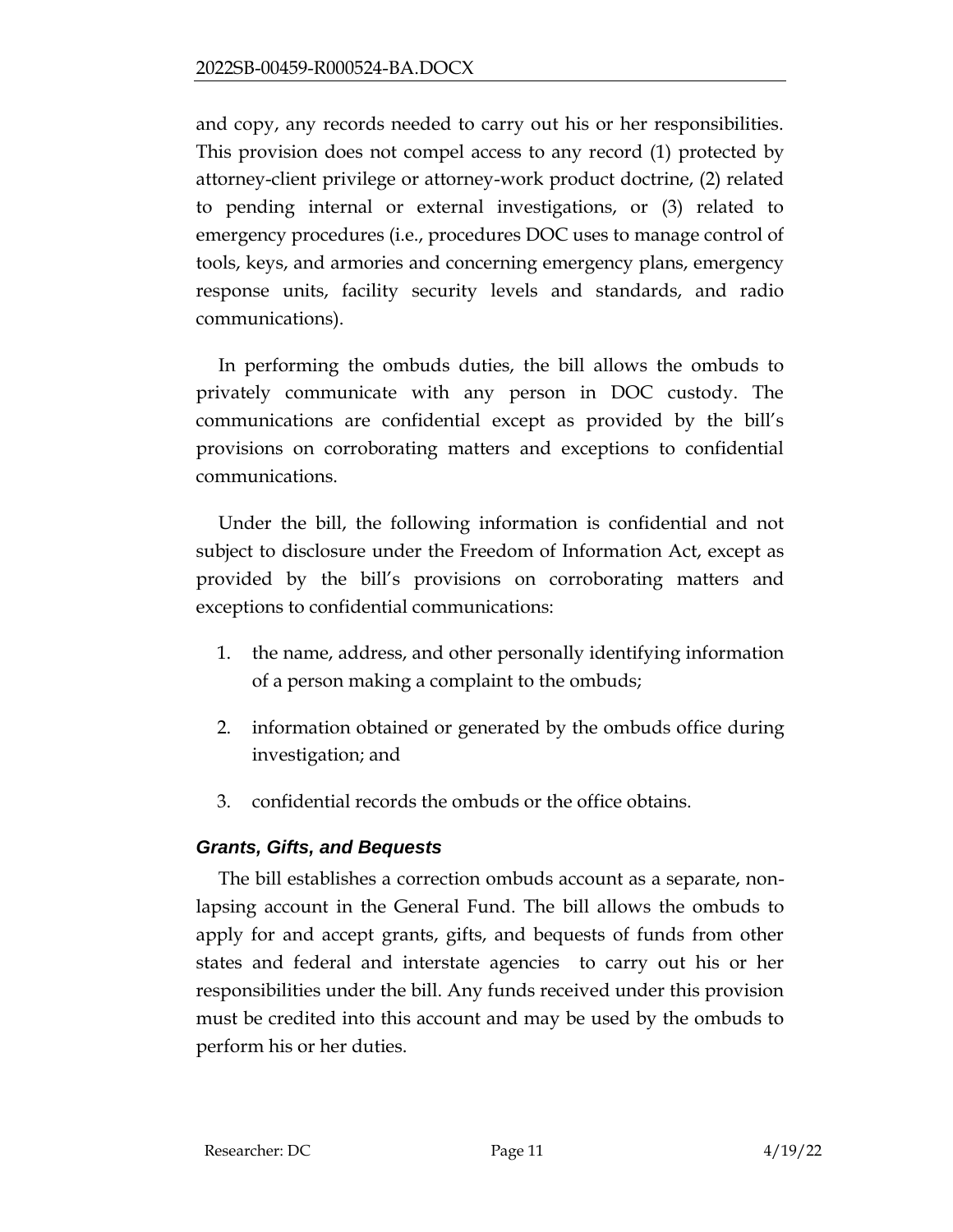and copy, any records needed to carry out his or her responsibilities. This provision does not compel access to any record (1) protected by attorney-client privilege or attorney-work product doctrine, (2) related to pending internal or external investigations, or (3) related to emergency procedures (i.e., procedures DOC uses to manage control of tools, keys, and armories and concerning emergency plans, emergency response units, facility security levels and standards, and radio communications).

In performing the ombuds duties, the bill allows the ombuds to privately communicate with any person in DOC custody. The communications are confidential except as provided by the bill's provisions on corroborating matters and exceptions to confidential communications.

Under the bill, the following information is confidential and not subject to disclosure under the Freedom of Information Act, except as provided by the bill's provisions on corroborating matters and exceptions to confidential communications:

1. the name, address, and other personally identifying information of a person making a complaint to the ombuds;
2. information obtained or generated by the ombuds office during investigation; and
3. confidential records the ombuds or the office obtains.

### *Grants, Gifts, and Bequests*

The bill establishes a correction ombuds account as a separate, non-lapsing account in the General Fund. The bill allows the ombuds to apply for and accept grants, gifts, and bequests of funds from other states and federal and interstate agencies to carry out his or her responsibilities under the bill. Any funds received under this provision must be credited into this account and may be used by the ombuds to perform his or her duties.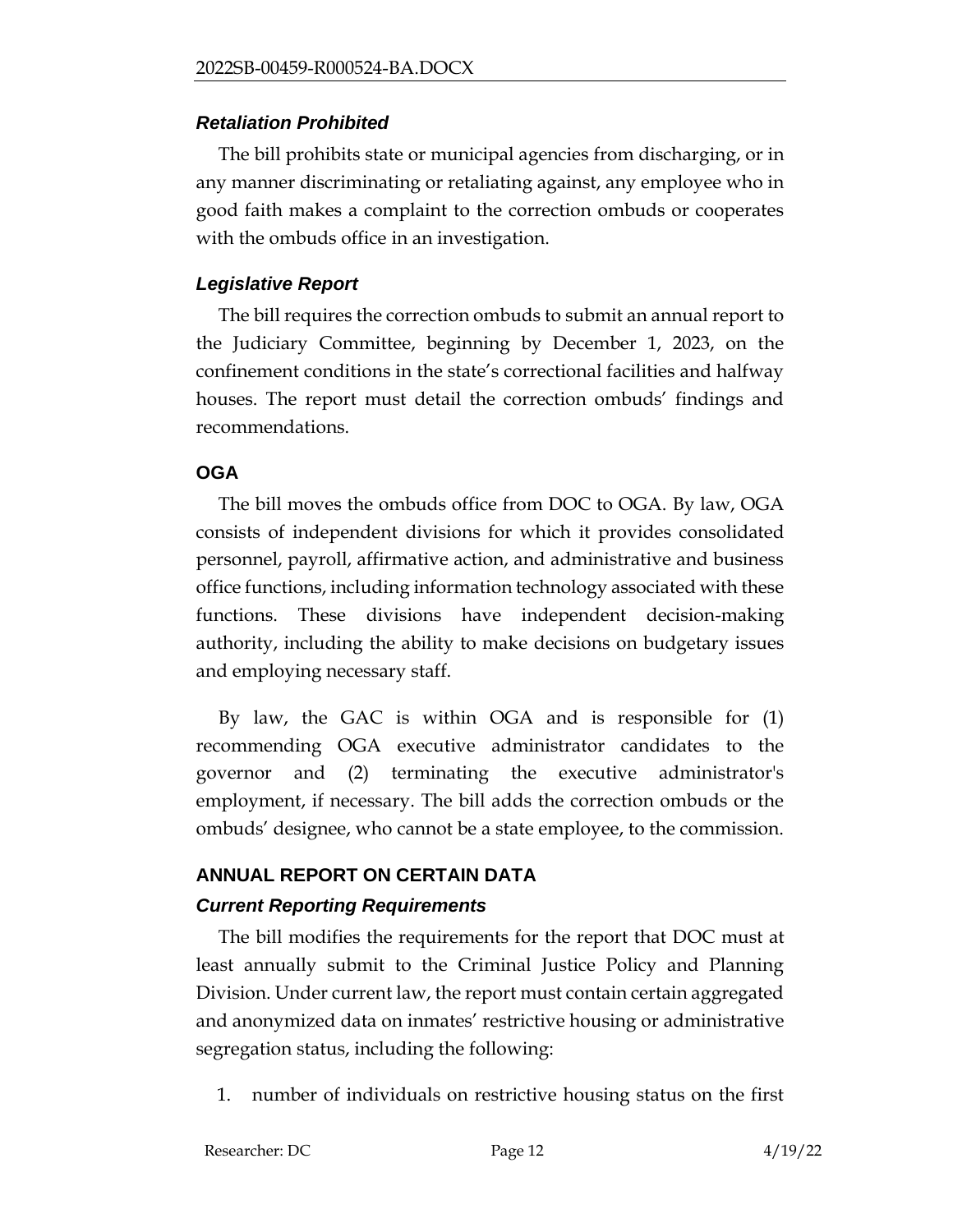### *Retaliation Prohibited*

The bill prohibits state or municipal agencies from discharging, or in any manner discriminating or retaliating against, any employee who in good faith makes a complaint to the correction ombuds or cooperates with the ombuds office in an investigation.

### *Legislative Report*

The bill requires the correction ombuds to submit an annual report to the Judiciary Committee, beginning by December 1, 2023, on the confinement conditions in the state's correctional facilities and halfway houses. The report must detail the correction ombuds' findings and recommendations.

### OGA

The bill moves the ombuds office from DOC to OGA. By law, OGA consists of independent divisions for which it provides consolidated personnel, payroll, affirmative action, and administrative and business office functions, including information technology associated with these functions. These divisions have independent decision-making authority, including the ability to make decisions on budgetary issues and employing necessary staff.

By law, the GAC is within OGA and is responsible for (1) recommending OGA executive administrator candidates to the governor and (2) terminating the executive administrator's employment, if necessary. The bill adds the correction ombuds or the ombuds' designee, who cannot be a state employee, to the commission.

## ANNUAL REPORT ON CERTAIN DATA

### *Current Reporting Requirements*

The bill modifies the requirements for the report that DOC must at least annually submit to the Criminal Justice Policy and Planning Division. Under current law, the report must contain certain aggregated and anonymized data on inmates' restrictive housing or administrative segregation status, including the following:

1. number of individuals on restrictive housing status on the first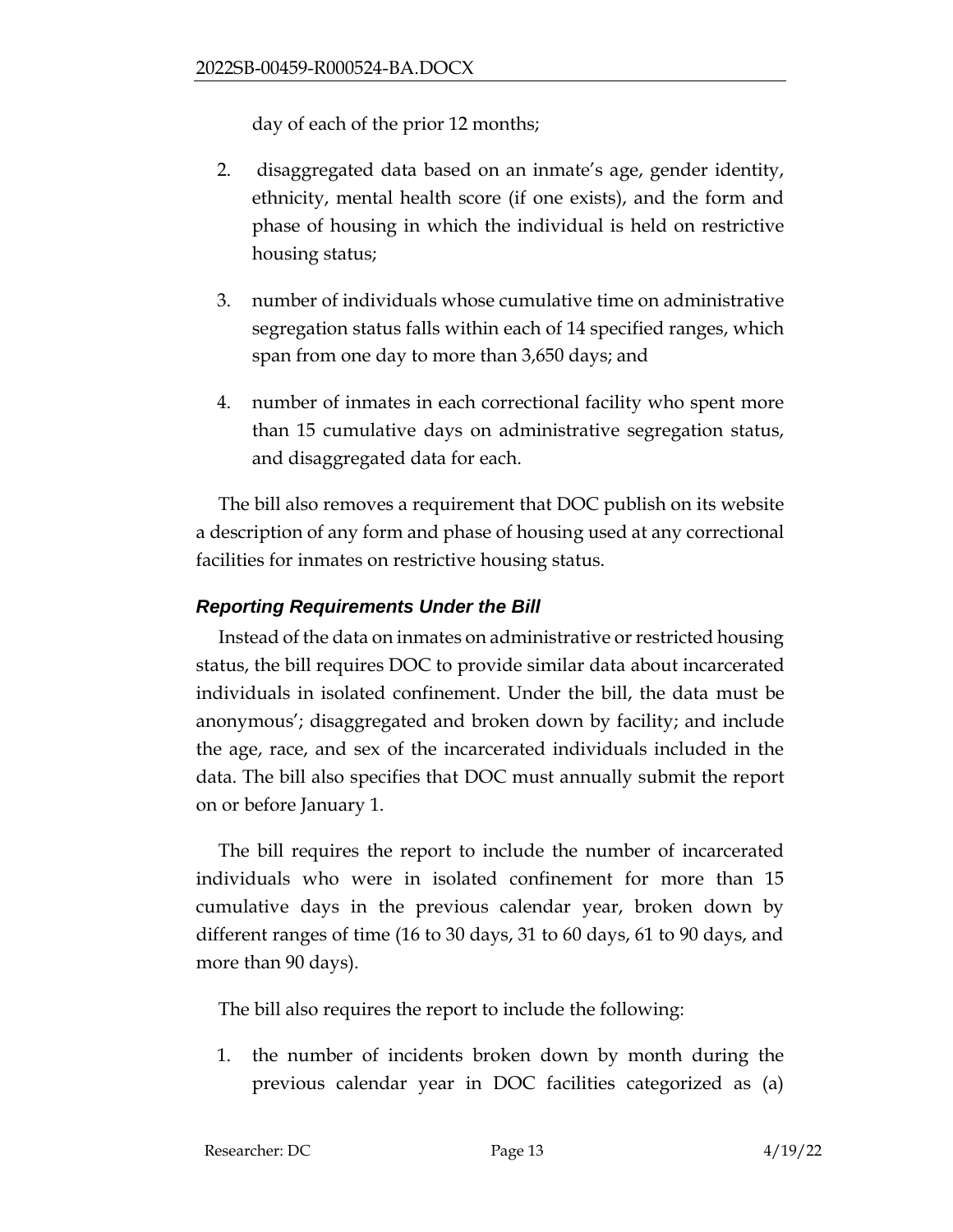day of each of the prior 12 months;

2. disaggregated data based on an inmate's age, gender identity, ethnicity, mental health score (if one exists), and the form and phase of housing in which the individual is held on restrictive housing status;

3. number of individuals whose cumulative time on administrative segregation status falls within each of 14 specified ranges, which span from one day to more than 3,650 days; and

4. number of inmates in each correctional facility who spent more than 15 cumulative days on administrative segregation status, and disaggregated data for each.

The bill also removes a requirement that DOC publish on its website a description of any form and phase of housing used at any correctional facilities for inmates on restrictive housing status.

### *Reporting Requirements Under the Bill*

Instead of the data on inmates on administrative or restricted housing status, the bill requires DOC to provide similar data about incarcerated individuals in isolated confinement. Under the bill, the data must be anonymous'; disaggregated and broken down by facility; and include the age, race, and sex of the incarcerated individuals included in the data. The bill also specifies that DOC must annually submit the report on or before January 1.

The bill requires the report to include the number of incarcerated individuals who were in isolated confinement for more than 15 cumulative days in the previous calendar year, broken down by different ranges of time (16 to 30 days, 31 to 60 days, 61 to 90 days, and more than 90 days).

The bill also requires the report to include the following:

1. the number of incidents broken down by month during the previous calendar year in DOC facilities categorized as (a)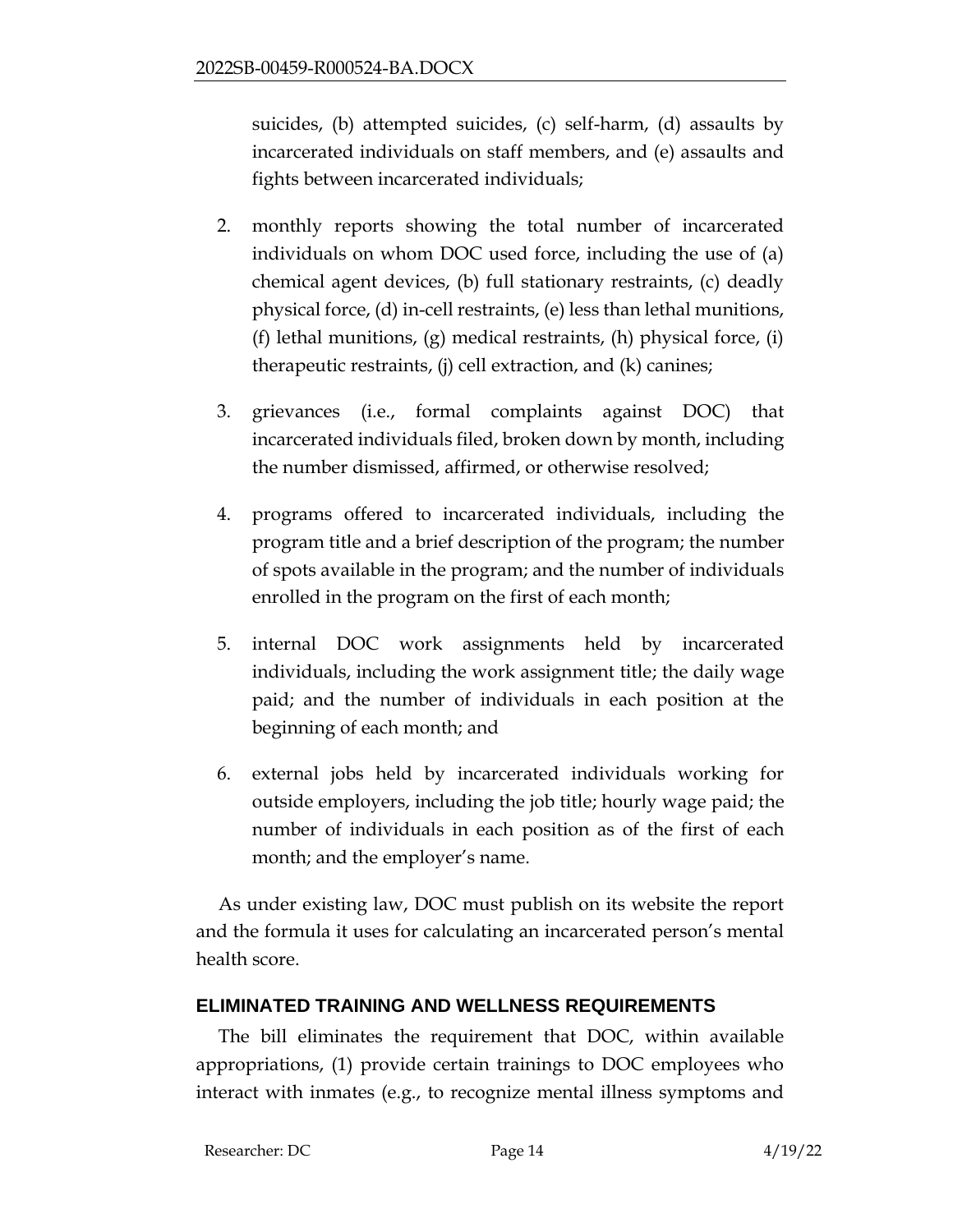suicides, (b) attempted suicides, (c) self-harm, (d) assaults by incarcerated individuals on staff members, and (e) assaults and fights between incarcerated individuals;

2. monthly reports showing the total number of incarcerated individuals on whom DOC used force, including the use of (a) chemical agent devices, (b) full stationary restraints, (c) deadly physical force, (d) in-cell restraints, (e) less than lethal munitions, (f) lethal munitions, (g) medical restraints, (h) physical force, (i) therapeutic restraints, (j) cell extraction, and (k) canines;

3. grievances (i.e., formal complaints against DOC) that incarcerated individuals filed, broken down by month, including the number dismissed, affirmed, or otherwise resolved;

4. programs offered to incarcerated individuals, including the program title and a brief description of the program; the number of spots available in the program; and the number of individuals enrolled in the program on the first of each month;

5. internal DOC work assignments held by incarcerated individuals, including the work assignment title; the daily wage paid; and the number of individuals in each position at the beginning of each month; and

6. external jobs held by incarcerated individuals working for outside employers, including the job title; hourly wage paid; the number of individuals in each position as of the first of each month; and the employer's name.

As under existing law, DOC must publish on its website the report and the formula it uses for calculating an incarcerated person's mental health score.

## ELIMINATED TRAINING AND WELLNESS REQUIREMENTS

The bill eliminates the requirement that DOC, within available appropriations, (1) provide certain trainings to DOC employees who interact with inmates (e.g., to recognize mental illness symptoms and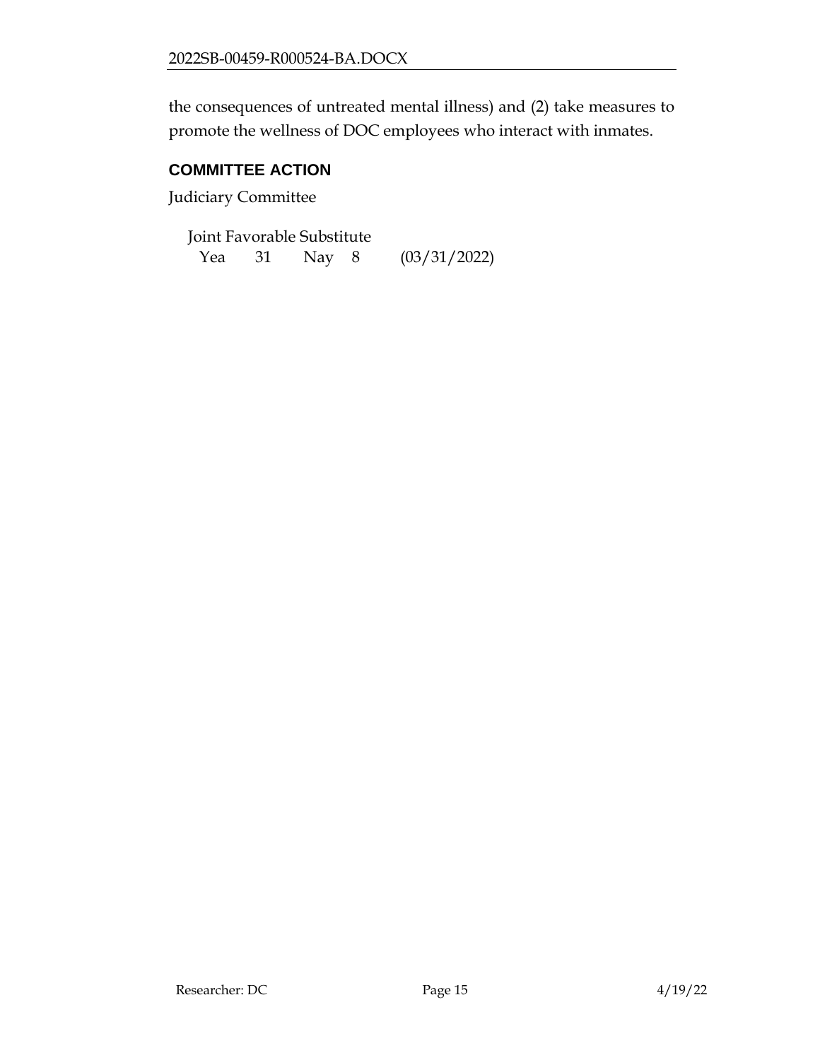the consequences of untreated mental illness) and (2) take measures to promote the wellness of DOC employees who interact with inmates.

## COMMITTEE ACTION

Judiciary Committee

| | | | | |
|---|---|---|---|---|
| Joint Favorable Substitute | | | | |
| Yea | 31 | Nay | 8 | (03/31/2022) |